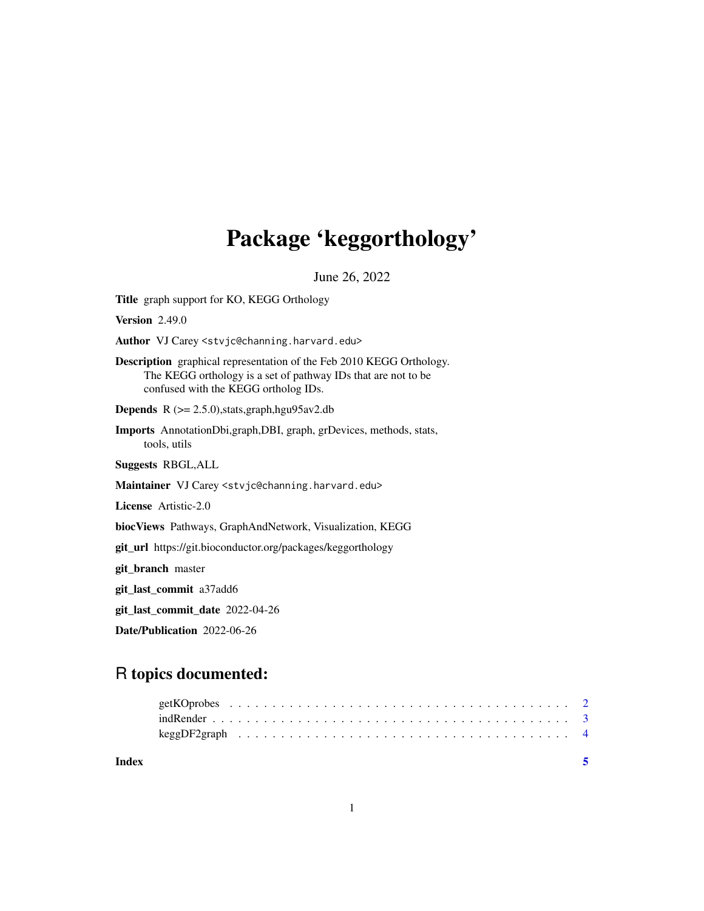# Package 'keggorthology'

June 26, 2022

**Title** graph support for KO, KEGG Orthology

**Version** 2.49.0

**Author** VJ Carey <stvjc@channing.harvard.edu>

**Description** graphical representation of the Feb 2010 KEGG Orthology. The KEGG orthology is a set of pathway IDs that are not to be confused with the KEGG ortholog IDs.

**Depends** R (>= 2.5.0),stats,graph,hgu95av2.db

**Imports** AnnotationDbi,graph,DBI, graph, grDevices, methods, stats, tools, utils

**Suggests** RBGL,ALL

**Maintainer** VJ Carey <stvjc@channing.harvard.edu>

**License** Artistic-2.0

**biocViews** Pathways, GraphAndNetwork, Visualization, KEGG

**git_url** https://git.bioconductor.org/packages/keggorthology

**git_branch** master

**git_last_commit** a37add6

**git_last_commit_date** 2022-04-26

**Date/Publication** 2022-06-26

## R topics documented:

- getKOprobes . . . . . . . . . . . . . . . . . . . . . . . . . . . . . . . . . . . . . . 2
- indRender . . . . . . . . . . . . . . . . . . . . . . . . . . . . . . . . . . . . . . . 3
- keggDF2graph . . . . . . . . . . . . . . . . . . . . . . . . . . . . . . . . . . . . . 4

**Index** 5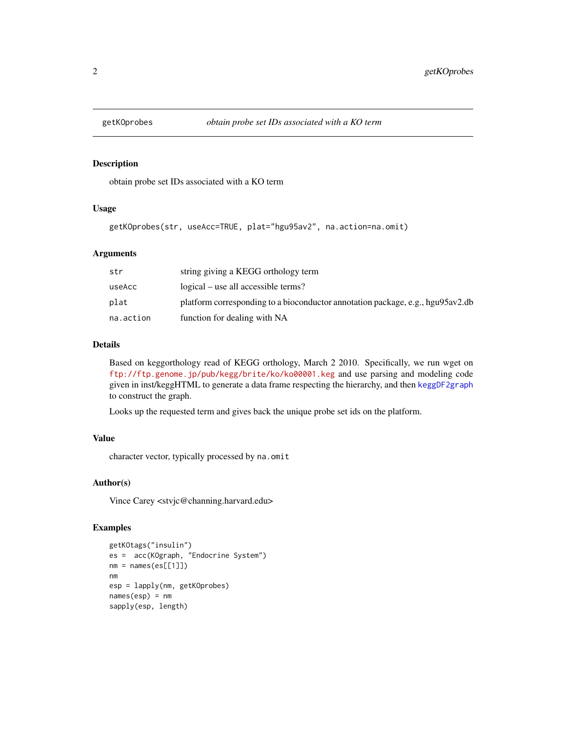## getKOprobes — *obtain probe set IDs associated with a KO term*

### Description

obtain probe set IDs associated with a KO term

### Usage

```
getKOprobes(str, useAcc=TRUE, plat="hgu95av2", na.action=na.omit)
```

### Arguments

| | |
|---|---|
| `str` | string giving a KEGG orthology term |
| `useAcc` | logical – use all accessible terms? |
| `plat` | platform corresponding to a bioconductor annotation package, e.g., hgu95av2.db |
| `na.action` | function for dealing with NA |

### Details

Based on keggorthology read of KEGG orthology, March 2 2010. Specifically, we run wget on `ftp://ftp.genome.jp/pub/kegg/brite/ko/ko00001.keg` and use parsing and modeling code given in inst/keggHTML to generate a data frame respecting the hierarchy, and then `keggDF2graph` to construct the graph.

Looks up the requested term and gives back the unique probe set ids on the platform.

### Value

character vector, typically processed by `na.omit`

### Author(s)

Vince Carey <stvjc@channing.harvard.edu>

### Examples

```
getKOtags("insulin")
es =  acc(KOgraph, "Endocrine System")
nm = names(es[[1]])
nm
esp = lapply(nm, getKOprobes)
names(esp) = nm
sapply(esp, length)
```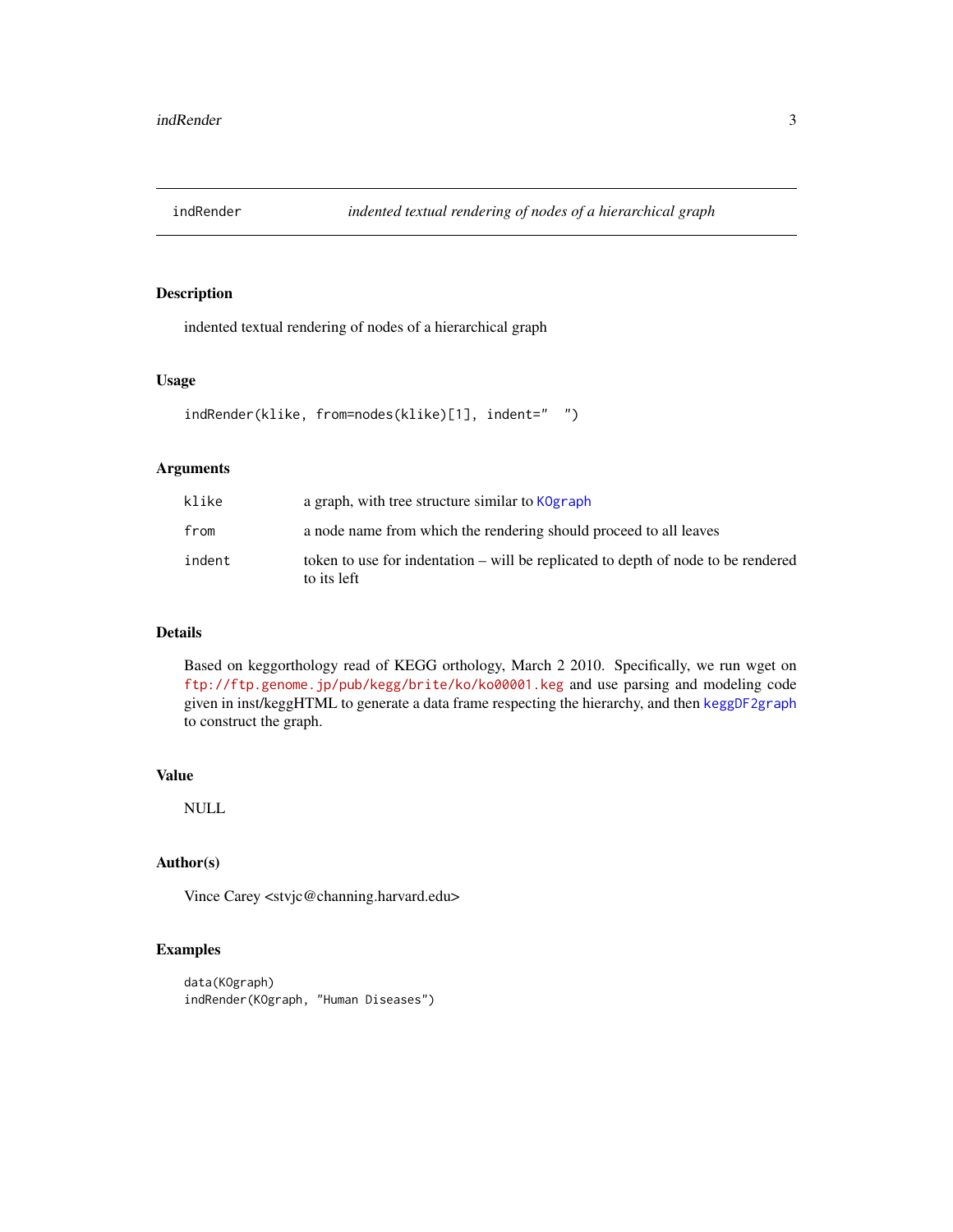# indRender — *indented textual rendering of nodes of a hierarchical graph*

## Description

indented textual rendering of nodes of a hierarchical graph

## Usage

```
indRender(klike, from=nodes(klike)[1], indent="  ")
```

## Arguments

| | |
|---|---|
| `klike` | a graph, with tree structure similar to `KOgraph` |
| `from` | a node name from which the rendering should proceed to all leaves |
| `indent` | token to use for indentation – will be replicated to depth of node to be rendered to its left |

## Details

Based on keggorthology read of KEGG orthology, March 2 2010. Specifically, we run wget on `ftp://ftp.genome.jp/pub/kegg/brite/ko/ko00001.keg` and use parsing and modeling code given in inst/keggHTML to generate a data frame respecting the hierarchy, and then `keggDF2graph` to construct the graph.

## Value

NULL

## Author(s)

Vince Carey <stvjc@channing.harvard.edu>

## Examples

```
data(KOgraph)
indRender(KOgraph, "Human Diseases")
```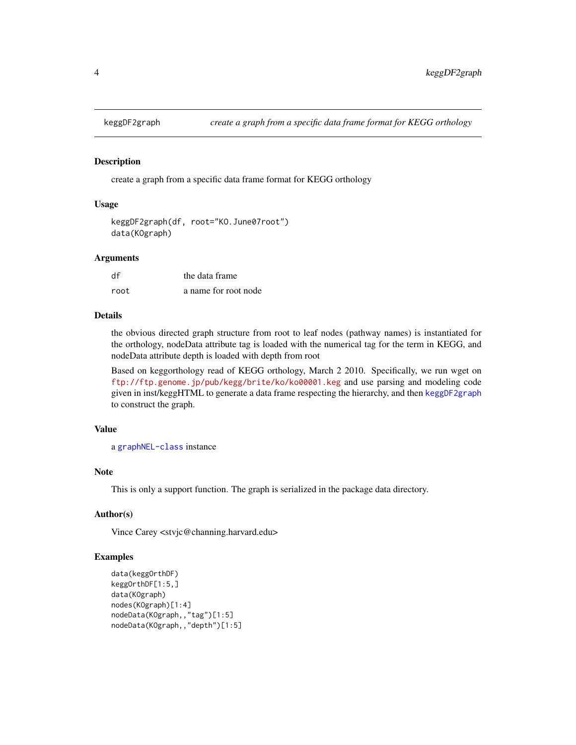keggDF2graph    *create a graph from a specific data frame format for KEGG orthology*

## Description

create a graph from a specific data frame format for KEGG orthology

## Usage

```
keggDF2graph(df, root="KO.June07root")
data(KOgraph)
```

## Arguments

| | |
|---|---|
| df | the data frame |
| root | a name for root node |

## Details

the obvious directed graph structure from root to leaf nodes (pathway names) is instantiated for the orthology, nodeData attribute tag is loaded with the numerical tag for the term in KEGG, and nodeData attribute depth is loaded with depth from root

Based on keggorthology read of KEGG orthology, March 2 2010. Specifically, we run wget on ftp://ftp.genome.jp/pub/kegg/brite/ko/ko00001.keg and use parsing and modeling code given in inst/keggHTML to generate a data frame respecting the hierarchy, and then keggDF2graph to construct the graph.

## Value

a graphNEL-class instance

## Note

This is only a support function. The graph is serialized in the package data directory.

## Author(s)

Vince Carey <stvjc@channing.harvard.edu>

## Examples

```
data(keggOrthDF)
keggOrthDF[1:5,]
data(KOgraph)
nodes(KOgraph)[1:4]
nodeData(KOgraph,,"tag")[1:5]
nodeData(KOgraph,,"depth")[1:5]
```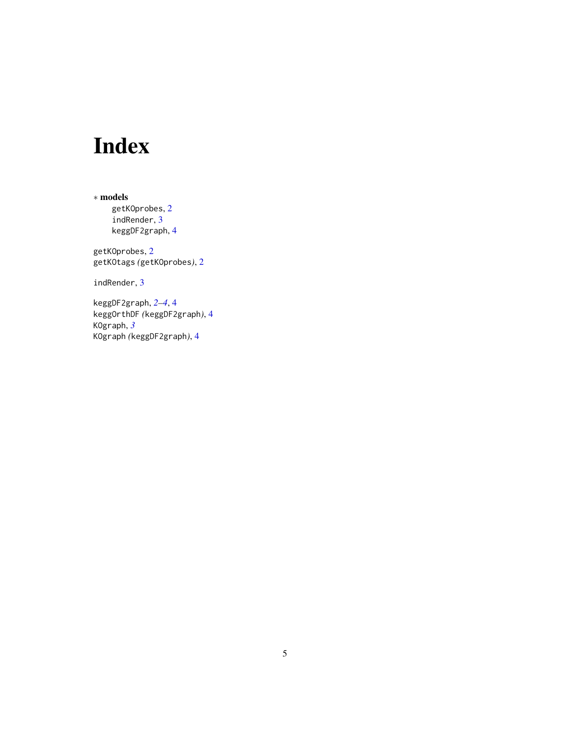# Index

∗ **models**

getKOprobes, 2
indRender, 3
keggDF2graph, 4

getKOprobes, 2
getKOtags *(*getKOprobes*)*, 2

indRender, 3

keggDF2graph, *2–4*, 4
keggOrthDF *(*keggDF2graph*)*, 4
KOgraph, *3*
KOgraph *(*keggDF2graph*)*, 4